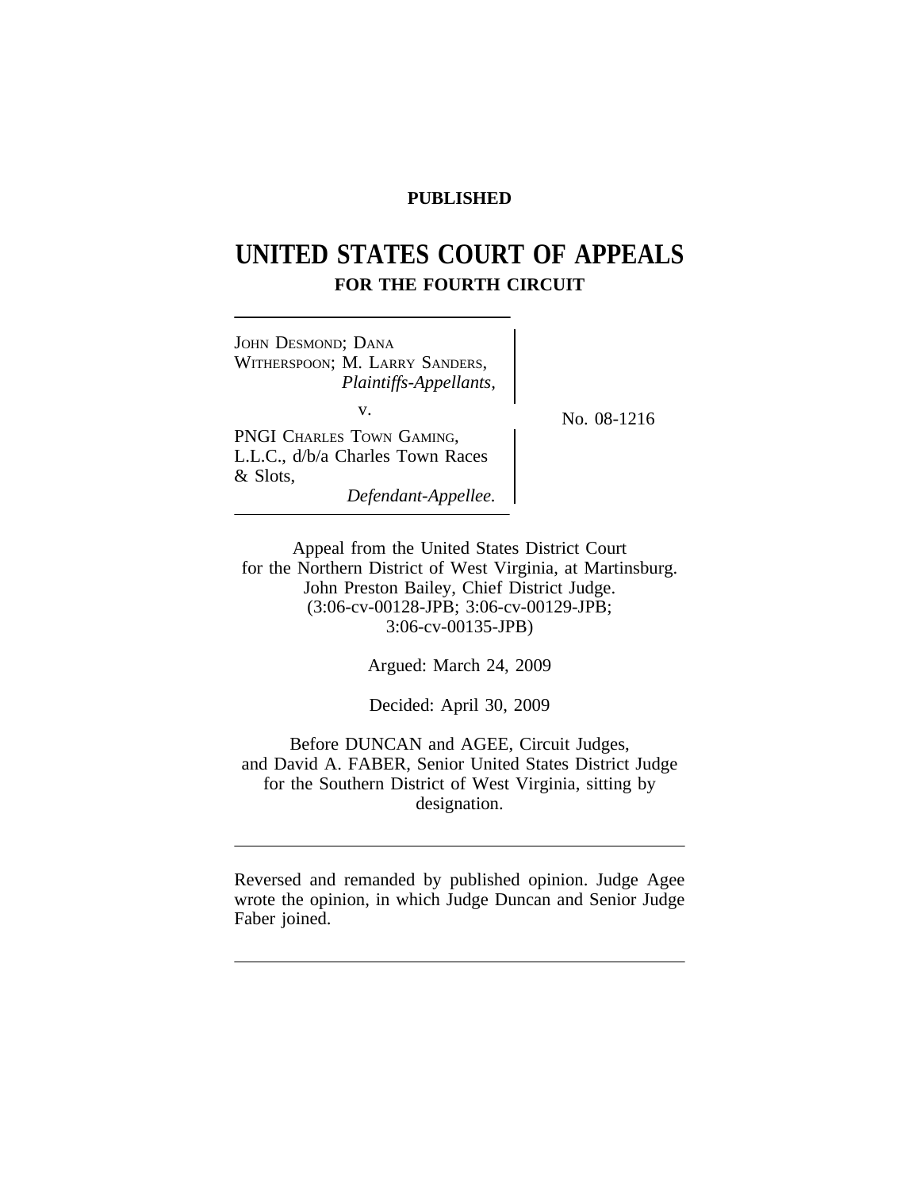**PUBLISHED**

# UNITED STATES COURT OF APPEALS
## FOR THE FOURTH CIRCUIT

JOHN DESMOND; DANA WITHERSPOON; M. LARRY SANDERS,
*Plaintiffs-Appellants,*

v.

PNGI CHARLES TOWN GAMING, L.L.C., d/b/a Charles Town Races & Slots,
*Defendant-Appellee.*

No. 08-1216

Appeal from the United States District Court for the Northern District of West Virginia, at Martinsburg.
John Preston Bailey, Chief District Judge.
(3:06-cv-00128-JPB; 3:06-cv-00129-JPB; 3:06-cv-00135-JPB)

Argued: March 24, 2009

Decided: April 30, 2009

Before DUNCAN and AGEE, Circuit Judges, and David A. FABER, Senior United States District Judge for the Southern District of West Virginia, sitting by designation.

---

Reversed and remanded by published opinion. Judge Agee wrote the opinion, in which Judge Duncan and Senior Judge Faber joined.

---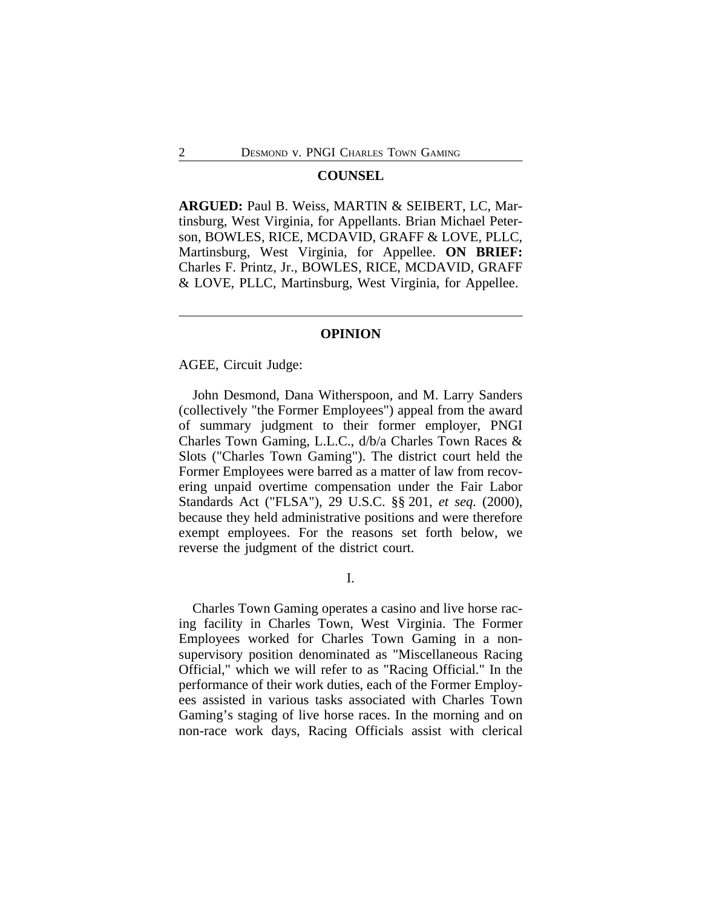## COUNSEL

**ARGUED:** Paul B. Weiss, MARTIN & SEIBERT, LC, Martinsburg, West Virginia, for Appellants. Brian Michael Peterson, BOWLES, RICE, MCDAVID, GRAFF & LOVE, PLLC, Martinsburg, West Virginia, for Appellee. **ON BRIEF:** Charles F. Printz, Jr., BOWLES, RICE, MCDAVID, GRAFF & LOVE, PLLC, Martinsburg, West Virginia, for Appellee.

---

## OPINION

AGEE, Circuit Judge:

John Desmond, Dana Witherspoon, and M. Larry Sanders (collectively "the Former Employees") appeal from the award of summary judgment to their former employer, PNGI Charles Town Gaming, L.L.C., d/b/a Charles Town Races & Slots ("Charles Town Gaming"). The district court held the Former Employees were barred as a matter of law from recovering unpaid overtime compensation under the Fair Labor Standards Act ("FLSA"), 29 U.S.C. §§ 201, *et seq.* (2000), because they held administrative positions and were therefore exempt employees. For the reasons set forth below, we reverse the judgment of the district court.

### I.

Charles Town Gaming operates a casino and live horse racing facility in Charles Town, West Virginia. The Former Employees worked for Charles Town Gaming in a non-supervisory position denominated as "Miscellaneous Racing Official," which we will refer to as "Racing Official." In the performance of their work duties, each of the Former Employees assisted in various tasks associated with Charles Town Gaming's staging of live horse races. In the morning and on non-race work days, Racing Officials assist with clerical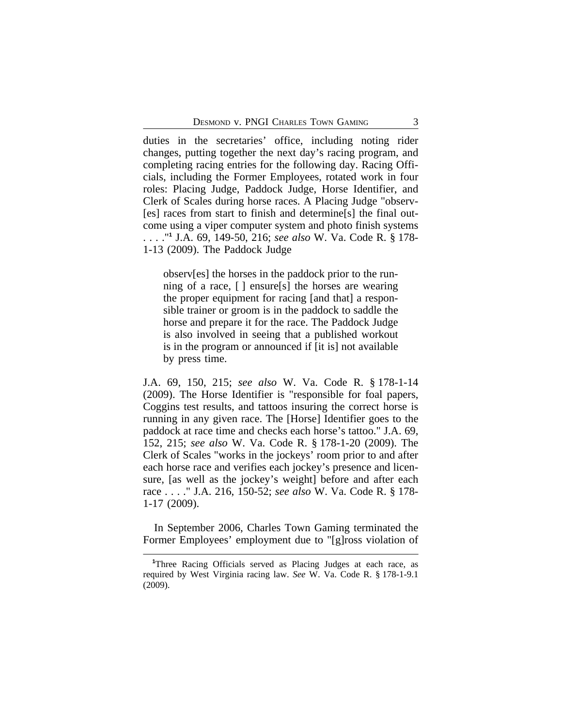duties in the secretaries' office, including noting rider changes, putting together the next day's racing program, and completing racing entries for the following day. Racing Officials, including the Former Employees, rotated work in four roles: Placing Judge, Paddock Judge, Horse Identifier, and Clerk of Scales during horse races. A Placing Judge "observ[es] races from start to finish and determine[s] the final outcome using a viper computer system and photo finish systems . . . ."[1] J.A. 69, 149-50, 216; *see also* W. Va. Code R. § 178-1-13 (2009). The Paddock Judge

> observ[es] the horses in the paddock prior to the running of a race, [ ] ensure[s] the horses are wearing the proper equipment for racing [and that] a responsible trainer or groom is in the paddock to saddle the horse and prepare it for the race. The Paddock Judge is also involved in seeing that a published workout is in the program or announced if [it is] not available by press time.

J.A. 69, 150, 215; *see also* W. Va. Code R. § 178-1-14 (2009). The Horse Identifier is "responsible for foal papers, Coggins test results, and tattoos insuring the correct horse is running in any given race. The [Horse] Identifier goes to the paddock at race time and checks each horse's tattoo." J.A. 69, 152, 215; *see also* W. Va. Code R. § 178-1-20 (2009). The Clerk of Scales "works in the jockeys' room prior to and after each horse race and verifies each jockey's presence and licensure, [as well as the jockey's weight] before and after each race . . . ." J.A. 216, 150-52; *see also* W. Va. Code R. § 178-1-17 (2009).

In September 2006, Charles Town Gaming terminated the Former Employees' employment due to "[g]ross violation of

[1] Three Racing Officials served as Placing Judges at each race, as required by West Virginia racing law. *See* W. Va. Code R. § 178-1-9.1 (2009).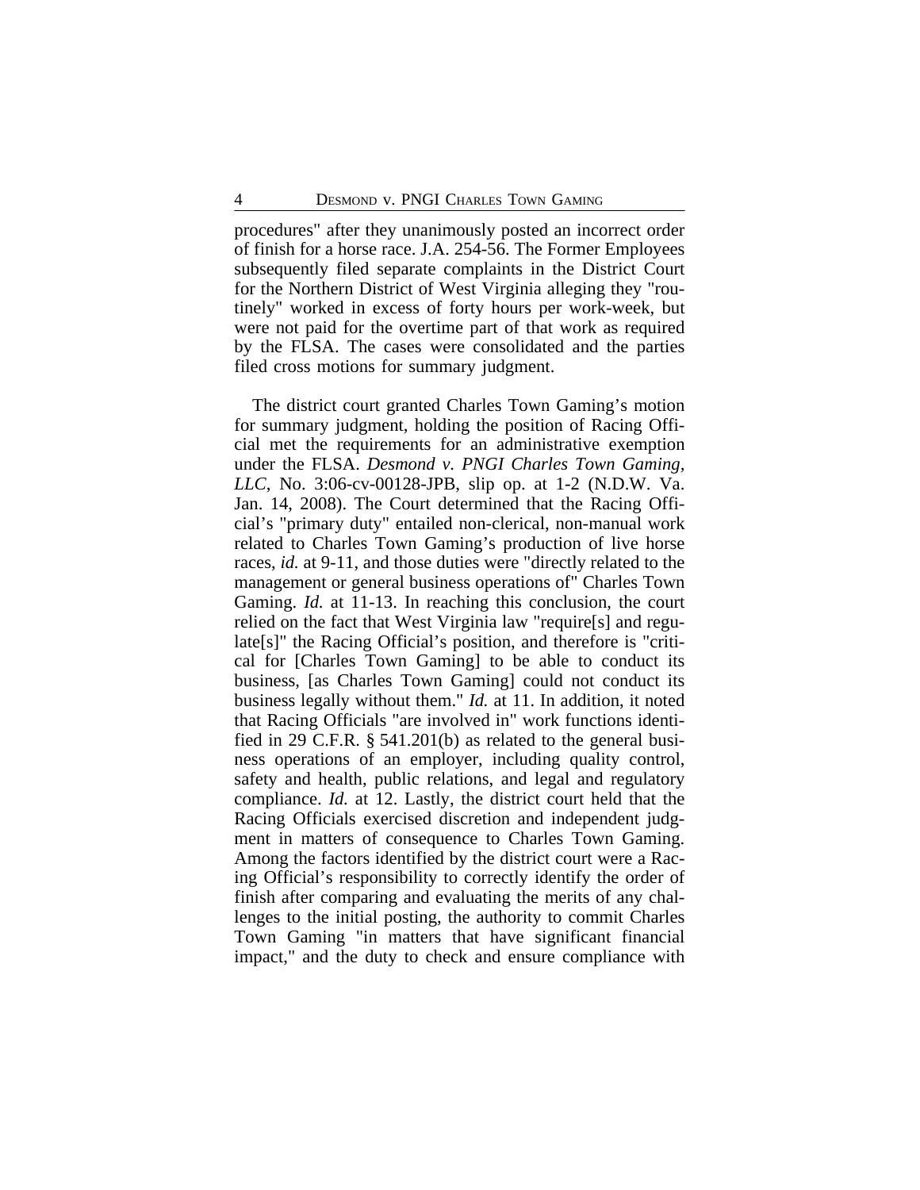procedures" after they unanimously posted an incorrect order of finish for a horse race. J.A. 254-56. The Former Employees subsequently filed separate complaints in the District Court for the Northern District of West Virginia alleging they "routinely" worked in excess of forty hours per work-week, but were not paid for the overtime part of that work as required by the FLSA. The cases were consolidated and the parties filed cross motions for summary judgment.

The district court granted Charles Town Gaming's motion for summary judgment, holding the position of Racing Official met the requirements for an administrative exemption under the FLSA. *Desmond v. PNGI Charles Town Gaming, LLC*, No. 3:06-cv-00128-JPB, slip op. at 1-2 (N.D.W. Va. Jan. 14, 2008). The Court determined that the Racing Official's "primary duty" entailed non-clerical, non-manual work related to Charles Town Gaming's production of live horse races, *id.* at 9-11, and those duties were "directly related to the management or general business operations of" Charles Town Gaming. *Id.* at 11-13. In reaching this conclusion, the court relied on the fact that West Virginia law "require[s] and regulate[s]" the Racing Official's position, and therefore is "critical for [Charles Town Gaming] to be able to conduct its business, [as Charles Town Gaming] could not conduct its business legally without them." *Id.* at 11. In addition, it noted that Racing Officials "are involved in" work functions identified in 29 C.F.R. § 541.201(b) as related to the general business operations of an employer, including quality control, safety and health, public relations, and legal and regulatory compliance. *Id.* at 12. Lastly, the district court held that the Racing Officials exercised discretion and independent judgment in matters of consequence to Charles Town Gaming. Among the factors identified by the district court were a Racing Official's responsibility to correctly identify the order of finish after comparing and evaluating the merits of any challenges to the initial posting, the authority to commit Charles Town Gaming "in matters that have significant financial impact," and the duty to check and ensure compliance with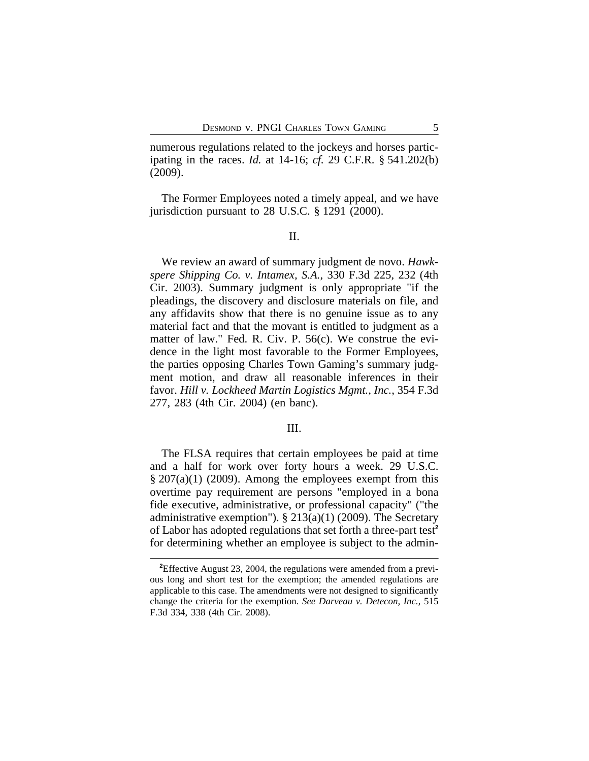numerous regulations related to the jockeys and horses participating in the races. *Id.* at 14-16; *cf.* 29 C.F.R. § 541.202(b) (2009).

The Former Employees noted a timely appeal, and we have jurisdiction pursuant to 28 U.S.C. § 1291 (2000).

## II.

We review an award of summary judgment de novo. *Hawkspere Shipping Co. v. Intamex, S.A.*, 330 F.3d 225, 232 (4th Cir. 2003). Summary judgment is only appropriate "if the pleadings, the discovery and disclosure materials on file, and any affidavits show that there is no genuine issue as to any material fact and that the movant is entitled to judgment as a matter of law." Fed. R. Civ. P. 56(c). We construe the evidence in the light most favorable to the Former Employees, the parties opposing Charles Town Gaming's summary judgment motion, and draw all reasonable inferences in their favor. *Hill v. Lockheed Martin Logistics Mgmt., Inc.*, 354 F.3d 277, 283 (4th Cir. 2004) (en banc).

## III.

The FLSA requires that certain employees be paid at time and a half for work over forty hours a week. 29 U.S.C. § 207(a)(1) (2009). Among the employees exempt from this overtime pay requirement are persons "employed in a bona fide executive, administrative, or professional capacity" ("the administrative exemption"). § 213(a)(1) (2009). The Secretary of Labor has adopted regulations that set forth a three-part test[2] for determining whether an employee is subject to the admin-

[2]Effective August 23, 2004, the regulations were amended from a previous long and short test for the exemption; the amended regulations are applicable to this case. The amendments were not designed to significantly change the criteria for the exemption. *See Darveau v. Detecon, Inc.*, 515 F.3d 334, 338 (4th Cir. 2008).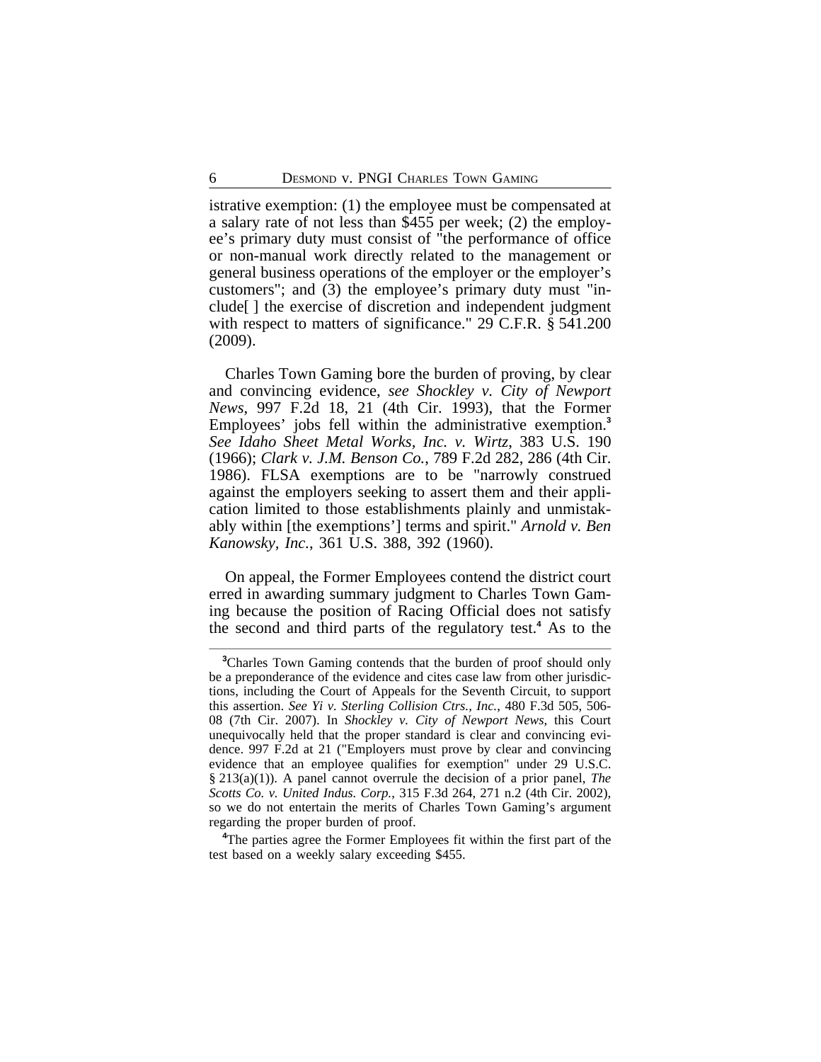istrative exemption: (1) the employee must be compensated at a salary rate of not less than $455 per week; (2) the employee's primary duty must consist of "the performance of office or non-manual work directly related to the management or general business operations of the employer or the employer's customers"; and (3) the employee's primary duty must "include[ ] the exercise of discretion and independent judgment with respect to matters of significance." 29 C.F.R. § 541.200 (2009).

Charles Town Gaming bore the burden of proving, by clear and convincing evidence, *see Shockley v. City of Newport News*, 997 F.2d 18, 21 (4th Cir. 1993), that the Former Employees' jobs fell within the administrative exemption.[3] *See Idaho Sheet Metal Works, Inc. v. Wirtz*, 383 U.S. 190 (1966); *Clark v. J.M. Benson Co.*, 789 F.2d 282, 286 (4th Cir. 1986). FLSA exemptions are to be "narrowly construed against the employers seeking to assert them and their application limited to those establishments plainly and unmistakably within [the exemptions'] terms and spirit." *Arnold v. Ben Kanowsky, Inc.*, 361 U.S. 388, 392 (1960).

On appeal, the Former Employees contend the district court erred in awarding summary judgment to Charles Town Gaming because the position of Racing Official does not satisfy the second and third parts of the regulatory test.[4] As to the

---

[3]Charles Town Gaming contends that the burden of proof should only be a preponderance of the evidence and cites case law from other jurisdictions, including the Court of Appeals for the Seventh Circuit, to support this assertion. *See Yi v. Sterling Collision Ctrs., Inc.*, 480 F.3d 505, 506-08 (7th Cir. 2007). In *Shockley v. City of Newport News*, this Court unequivocally held that the proper standard is clear and convincing evidence. 997 F.2d at 21 ("Employers must prove by clear and convincing evidence that an employee qualifies for exemption" under 29 U.S.C. § 213(a)(1)). A panel cannot overrule the decision of a prior panel, *The Scotts Co. v. United Indus. Corp.*, 315 F.3d 264, 271 n.2 (4th Cir. 2002), so we do not entertain the merits of Charles Town Gaming's argument regarding the proper burden of proof.

[4]The parties agree the Former Employees fit within the first part of the test based on a weekly salary exceeding $455.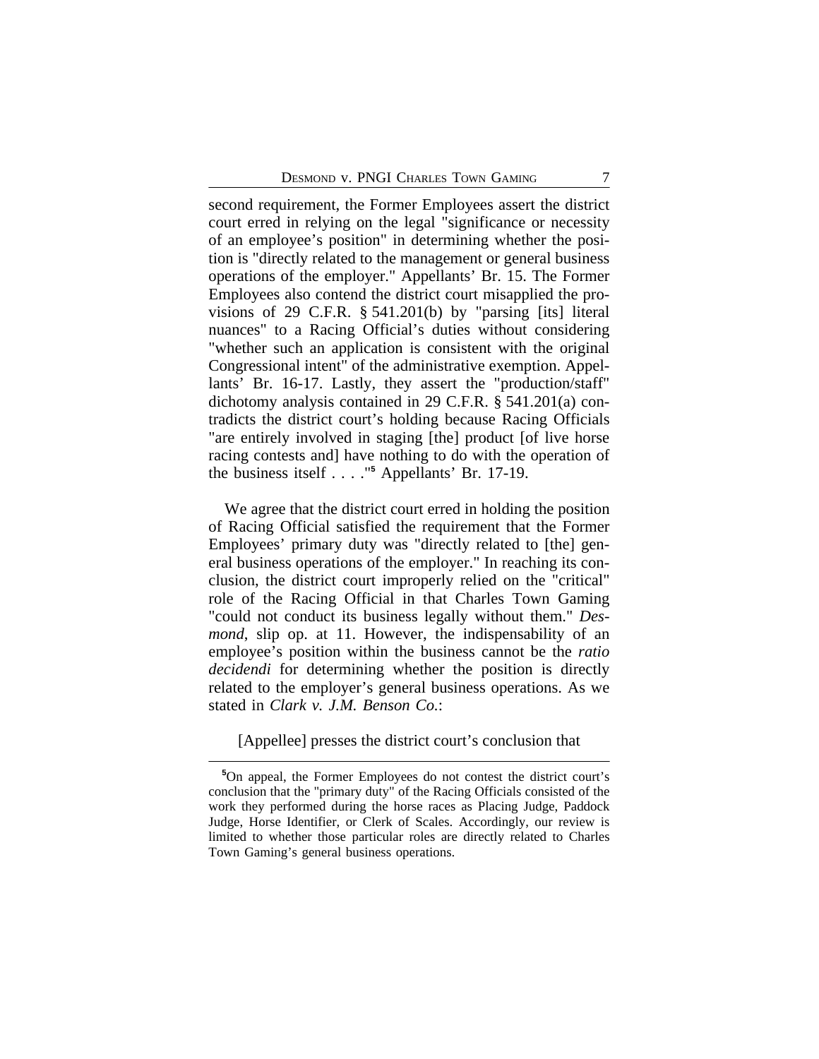second requirement, the Former Employees assert the district court erred in relying on the legal "significance or necessity of an employee's position" in determining whether the position is "directly related to the management or general business operations of the employer." Appellants' Br. 15. The Former Employees also contend the district court misapplied the provisions of 29 C.F.R. § 541.201(b) by "parsing [its] literal nuances" to a Racing Official's duties without considering "whether such an application is consistent with the original Congressional intent" of the administrative exemption. Appellants' Br. 16-17. Lastly, they assert the "production/staff" dichotomy analysis contained in 29 C.F.R. § 541.201(a) contradicts the district court's holding because Racing Officials "are entirely involved in staging [the] product [of live horse racing contests and] have nothing to do with the operation of the business itself . . . ."[5] Appellants' Br. 17-19.

We agree that the district court erred in holding the position of Racing Official satisfied the requirement that the Former Employees' primary duty was "directly related to [the] general business operations of the employer." In reaching its conclusion, the district court improperly relied on the "critical" role of the Racing Official in that Charles Town Gaming "could not conduct its business legally without them." *Desmond*, slip op. at 11. However, the indispensability of an employee's position within the business cannot be the *ratio decidendi* for determining whether the position is directly related to the employer's general business operations. As we stated in *Clark v. J.M. Benson Co.*:

> [Appellee] presses the district court's conclusion that

[5]On appeal, the Former Employees do not contest the district court's conclusion that the "primary duty" of the Racing Officials consisted of the work they performed during the horse races as Placing Judge, Paddock Judge, Horse Identifier, or Clerk of Scales. Accordingly, our review is limited to whether those particular roles are directly related to Charles Town Gaming's general business operations.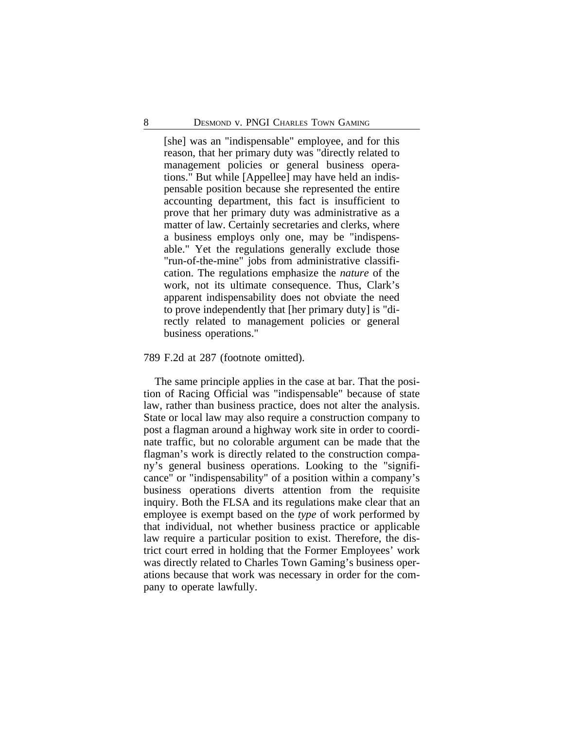> [she] was an "indispensable" employee, and for this reason, that her primary duty was "directly related to management policies or general business operations." But while [Appellee] may have held an indispensable position because she represented the entire accounting department, this fact is insufficient to prove that her primary duty was administrative as a matter of law. Certainly secretaries and clerks, where a business employs only one, may be "indispensable." Yet the regulations generally exclude those "run-of-the-mine" jobs from administrative classification. The regulations emphasize the *nature* of the work, not its ultimate consequence. Thus, Clark's apparent indispensability does not obviate the need to prove independently that [her primary duty] is "directly related to management policies or general business operations."

789 F.2d at 287 (footnote omitted).

The same principle applies in the case at bar. That the position of Racing Official was "indispensable" because of state law, rather than business practice, does not alter the analysis. State or local law may also require a construction company to post a flagman around a highway work site in order to coordinate traffic, but no colorable argument can be made that the flagman's work is directly related to the construction company's general business operations. Looking to the "significance" or "indispensability" of a position within a company's business operations diverts attention from the requisite inquiry. Both the FLSA and its regulations make clear that an employee is exempt based on the *type* of work performed by that individual, not whether business practice or applicable law require a particular position to exist. Therefore, the district court erred in holding that the Former Employees' work was directly related to Charles Town Gaming's business operations because that work was necessary in order for the company to operate lawfully.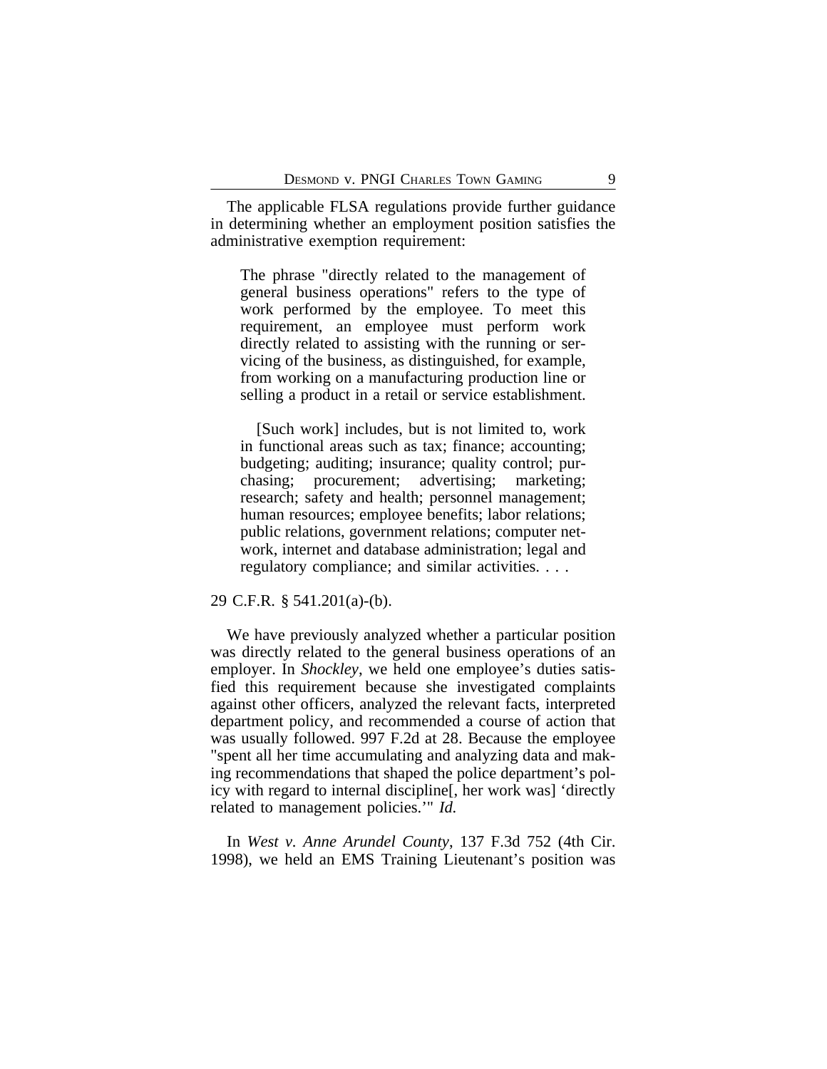The applicable FLSA regulations provide further guidance in determining whether an employment position satisfies the administrative exemption requirement:

> The phrase "directly related to the management of general business operations" refers to the type of work performed by the employee. To meet this requirement, an employee must perform work directly related to assisting with the running or servicing of the business, as distinguished, for example, from working on a manufacturing production line or selling a product in a retail or service establishment.
>
> [Such work] includes, but is not limited to, work in functional areas such as tax; finance; accounting; budgeting; auditing; insurance; quality control; purchasing; procurement; advertising; marketing; research; safety and health; personnel management; human resources; employee benefits; labor relations; public relations, government relations; computer network, internet and database administration; legal and regulatory compliance; and similar activities. . . .

29 C.F.R. § 541.201(a)-(b).

We have previously analyzed whether a particular position was directly related to the general business operations of an employer. In *Shockley*, we held one employee's duties satisfied this requirement because she investigated complaints against other officers, analyzed the relevant facts, interpreted department policy, and recommended a course of action that was usually followed. 997 F.2d at 28. Because the employee "spent all her time accumulating and analyzing data and making recommendations that shaped the police department's policy with regard to internal discipline[, her work was] 'directly related to management policies.'" *Id.*

In *West v. Anne Arundel County*, 137 F.3d 752 (4th Cir. 1998), we held an EMS Training Lieutenant's position was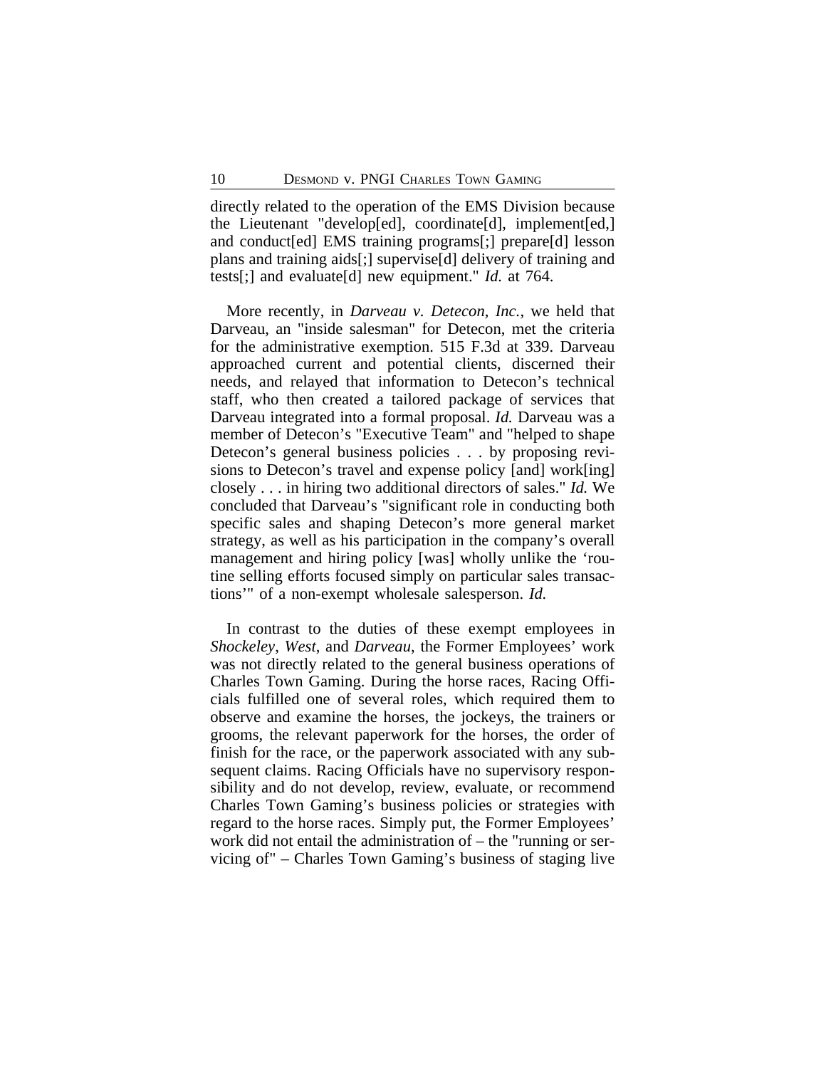directly related to the operation of the EMS Division because the Lieutenant "develop[ed], coordinate[d], implement[ed,] and conduct[ed] EMS training programs[;] prepare[d] lesson plans and training aids[;] supervise[d] delivery of training and tests[;] and evaluate[d] new equipment." *Id.* at 764.

More recently, in *Darveau v. Detecon, Inc.*, we held that Darveau, an "inside salesman" for Detecon, met the criteria for the administrative exemption. 515 F.3d at 339. Darveau approached current and potential clients, discerned their needs, and relayed that information to Detecon's technical staff, who then created a tailored package of services that Darveau integrated into a formal proposal. *Id.* Darveau was a member of Detecon's "Executive Team" and "helped to shape Detecon's general business policies . . . by proposing revisions to Detecon's travel and expense policy [and] work[ing] closely . . . in hiring two additional directors of sales." *Id.* We concluded that Darveau's "significant role in conducting both specific sales and shaping Detecon's more general market strategy, as well as his participation in the company's overall management and hiring policy [was] wholly unlike the 'routine selling efforts focused simply on particular sales transactions'" of a non-exempt wholesale salesperson. *Id.*

In contrast to the duties of these exempt employees in *Shockeley*, *West*, and *Darveau*, the Former Employees' work was not directly related to the general business operations of Charles Town Gaming. During the horse races, Racing Officials fulfilled one of several roles, which required them to observe and examine the horses, the jockeys, the trainers or grooms, the relevant paperwork for the horses, the order of finish for the race, or the paperwork associated with any subsequent claims. Racing Officials have no supervisory responsibility and do not develop, review, evaluate, or recommend Charles Town Gaming's business policies or strategies with regard to the horse races. Simply put, the Former Employees' work did not entail the administration of – the "running or servicing of" – Charles Town Gaming's business of staging live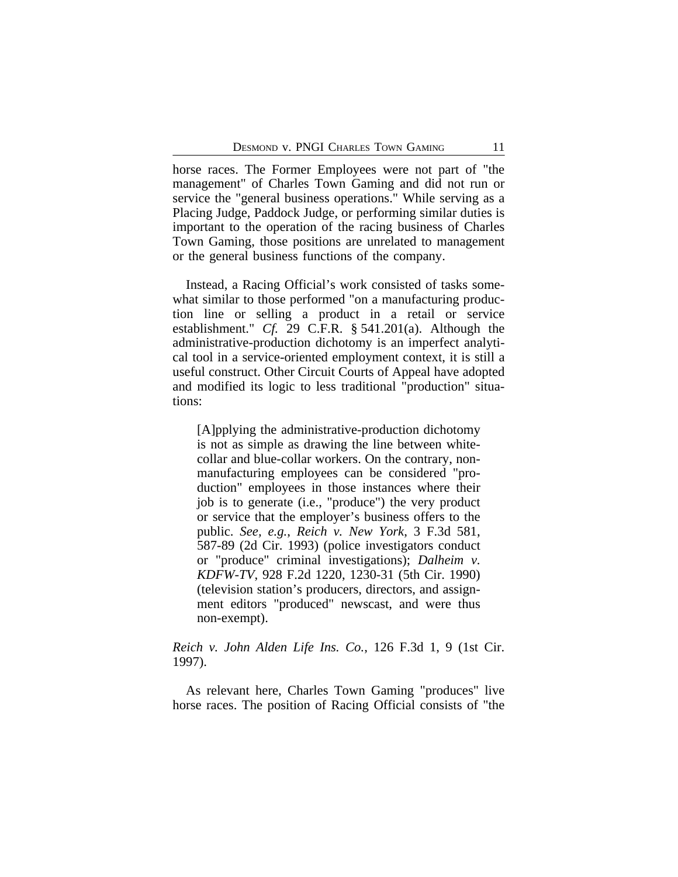horse races. The Former Employees were not part of "the management" of Charles Town Gaming and did not run or service the "general business operations." While serving as a Placing Judge, Paddock Judge, or performing similar duties is important to the operation of the racing business of Charles Town Gaming, those positions are unrelated to management or the general business functions of the company.

Instead, a Racing Official's work consisted of tasks somewhat similar to those performed "on a manufacturing production line or selling a product in a retail or service establishment." *Cf.* 29 C.F.R. § 541.201(a). Although the administrative-production dichotomy is an imperfect analytical tool in a service-oriented employment context, it is still a useful construct. Other Circuit Courts of Appeal have adopted and modified its logic to less traditional "production" situations:

> [A]pplying the administrative-production dichotomy is not as simple as drawing the line between white-collar and blue-collar workers. On the contrary, non-manufacturing employees can be considered "production" employees in those instances where their job is to generate (i.e., "produce") the very product or service that the employer's business offers to the public. *See, e.g.*, *Reich v. New York*, 3 F.3d 581, 587-89 (2d Cir. 1993) (police investigators conduct or "produce" criminal investigations); *Dalheim v. KDFW-TV*, 928 F.2d 1220, 1230-31 (5th Cir. 1990) (television station's producers, directors, and assignment editors "produced" newscast, and were thus non-exempt).

*Reich v. John Alden Life Ins. Co.*, 126 F.3d 1, 9 (1st Cir. 1997).

As relevant here, Charles Town Gaming "produces" live horse races. The position of Racing Official consists of "the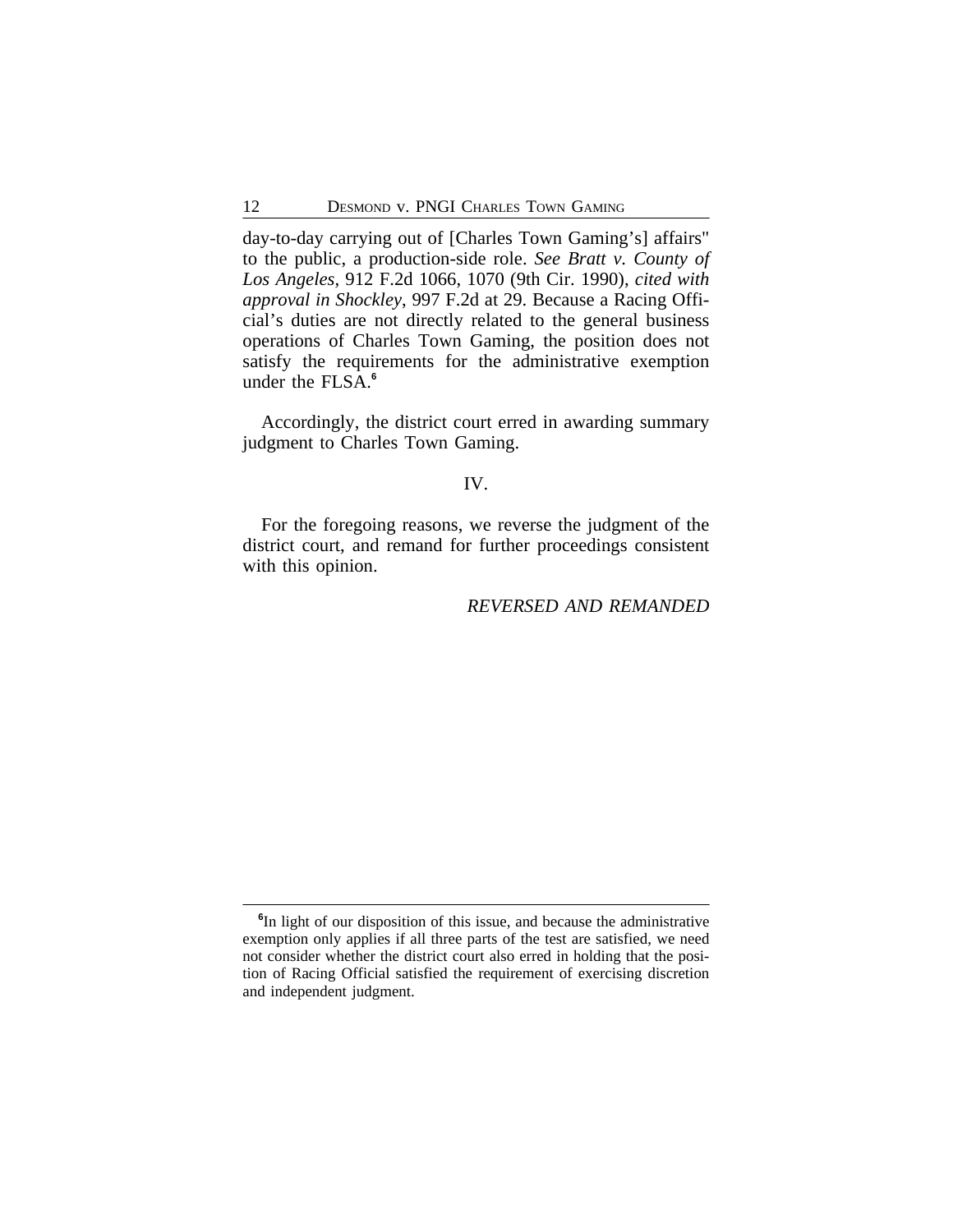day-to-day carrying out of [Charles Town Gaming's] affairs" to the public, a production-side role. *See Bratt v. County of Los Angeles*, 912 F.2d 1066, 1070 (9th Cir. 1990), *cited with approval in Shockley*, 997 F.2d at 29. Because a Racing Official's duties are not directly related to the general business operations of Charles Town Gaming, the position does not satisfy the requirements for the administrative exemption under the FLSA.[6]

Accordingly, the district court erred in awarding summary judgment to Charles Town Gaming.

## IV.

For the foregoing reasons, we reverse the judgment of the district court, and remand for further proceedings consistent with this opinion.

*REVERSED AND REMANDED*

---

[6] In light of our disposition of this issue, and because the administrative exemption only applies if all three parts of the test are satisfied, we need not consider whether the district court also erred in holding that the position of Racing Official satisfied the requirement of exercising discretion and independent judgment.